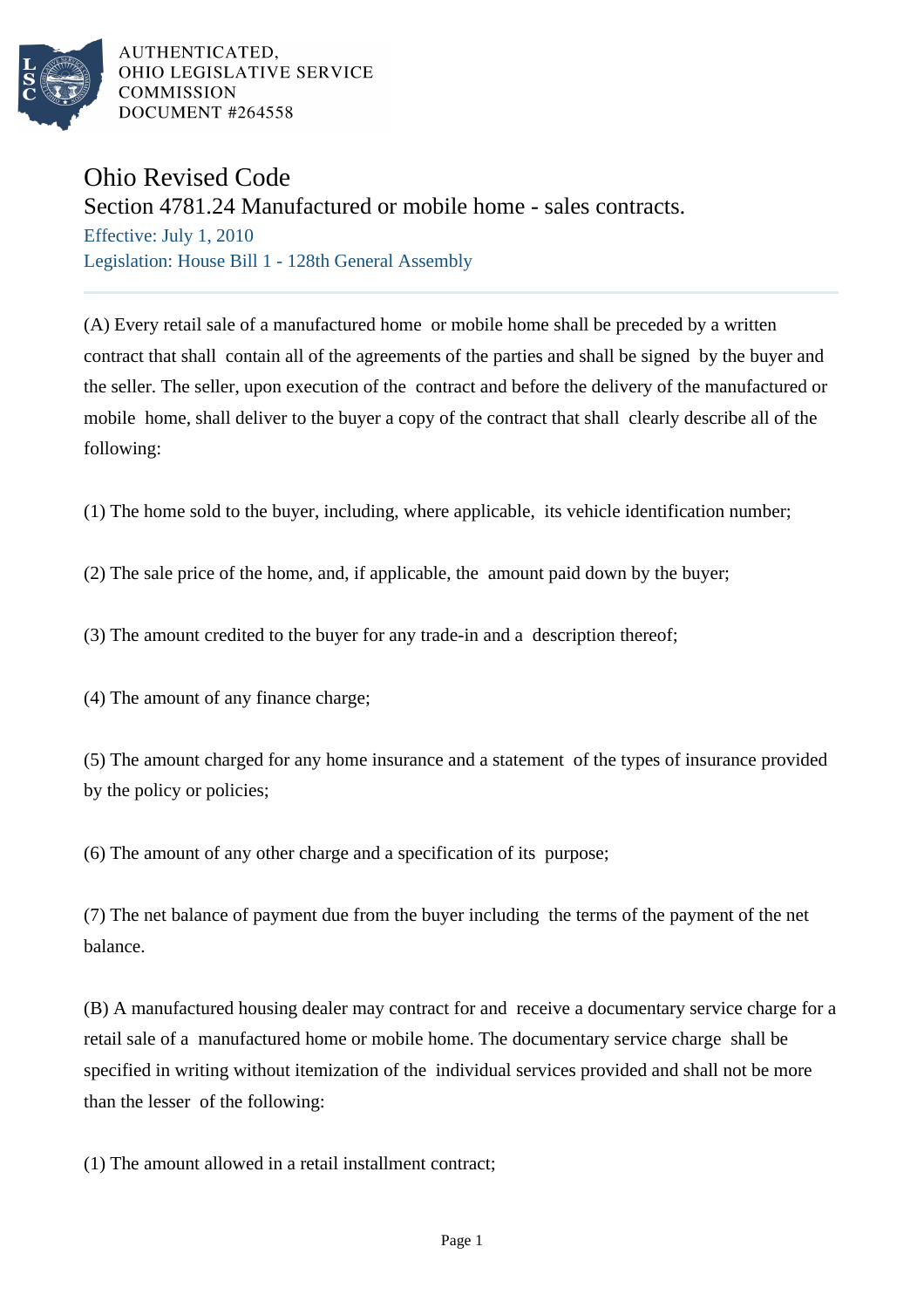AUTHENTICATED,
OHIO LEGISLATIVE SERVICE
COMMISSION
DOCUMENT #264558

# Ohio Revised Code

## Section 4781.24 Manufactured or mobile home - sales contracts.

Effective: July 1, 2010

Legislation: House Bill 1 - 128th General Assembly

(A) Every retail sale of a manufactured home or mobile home shall be preceded by a written contract that shall contain all of the agreements of the parties and shall be signed by the buyer and the seller. The seller, upon execution of the contract and before the delivery of the manufactured or mobile home, shall deliver to the buyer a copy of the contract that shall clearly describe all of the following:

(1) The home sold to the buyer, including, where applicable, its vehicle identification number;

(2) The sale price of the home, and, if applicable, the amount paid down by the buyer;

(3) The amount credited to the buyer for any trade-in and a description thereof;

(4) The amount of any finance charge;

(5) The amount charged for any home insurance and a statement of the types of insurance provided by the policy or policies;

(6) The amount of any other charge and a specification of its purpose;

(7) The net balance of payment due from the buyer including the terms of the payment of the net balance.

(B) A manufactured housing dealer may contract for and receive a documentary service charge for a retail sale of a manufactured home or mobile home. The documentary service charge shall be specified in writing without itemization of the individual services provided and shall not be more than the lesser of the following:

(1) The amount allowed in a retail installment contract;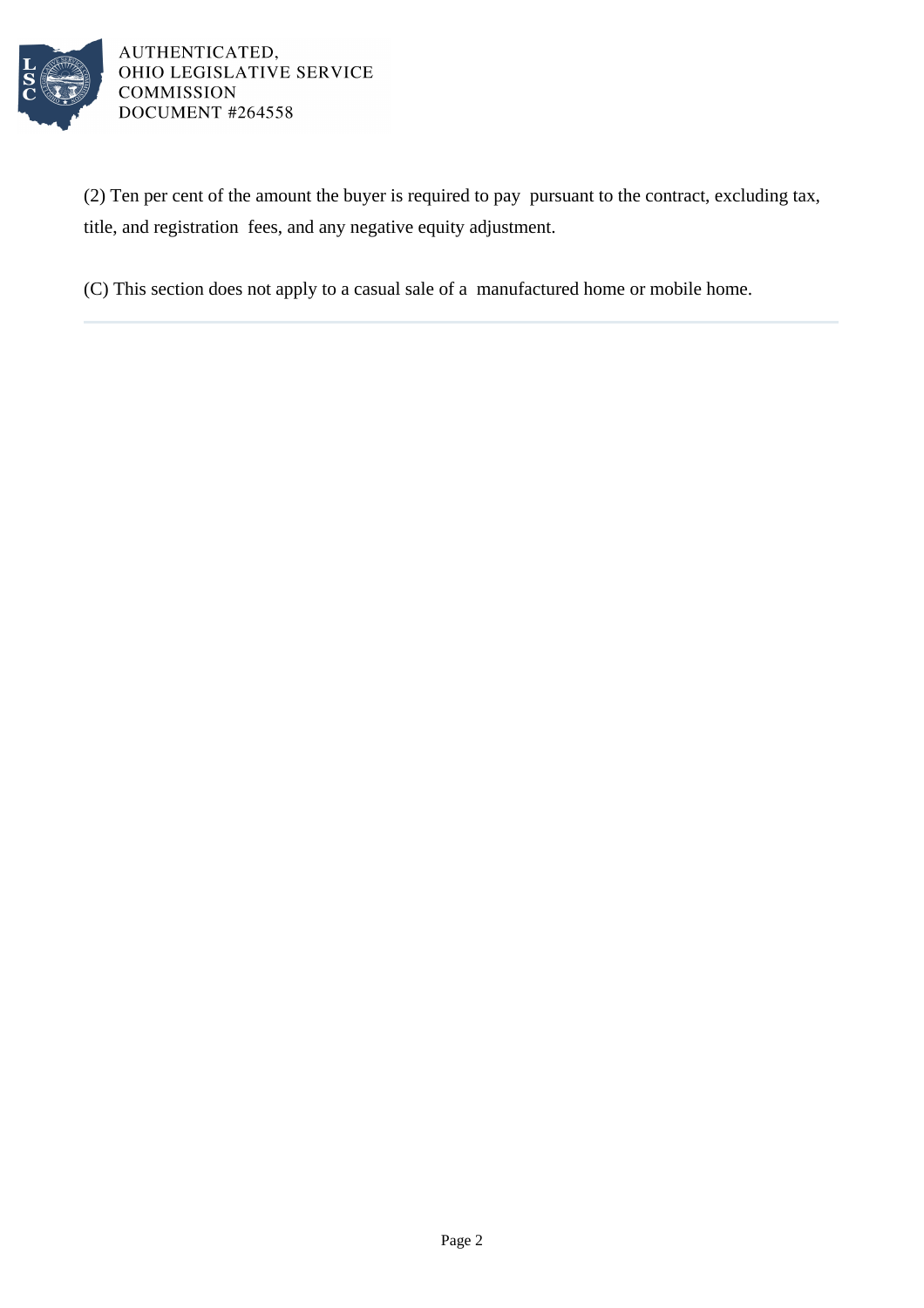(2) Ten per cent of the amount the buyer is required to pay pursuant to the contract, excluding tax, title, and registration fees, and any negative equity adjustment.

(C) This section does not apply to a casual sale of a manufactured home or mobile home.